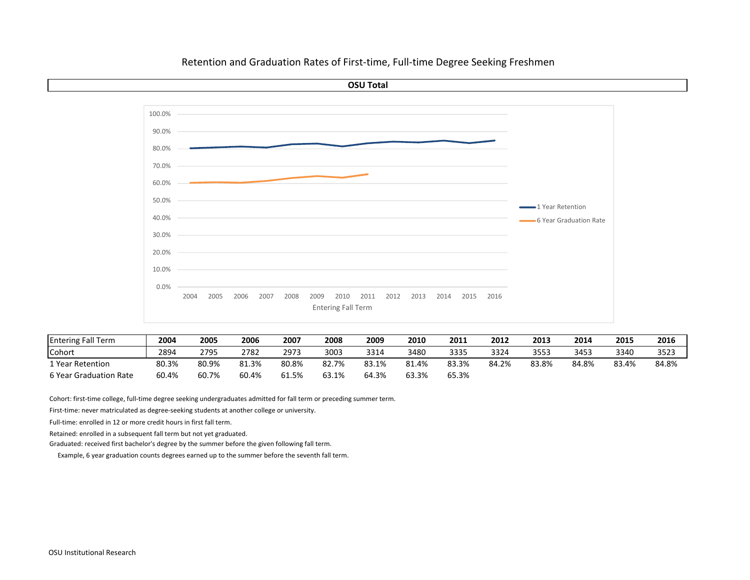# Retention and Graduation Rates of First-time, Full-time Degree Seeking Freshmen

## OSU Total

| Entering Fall Term | 2004 | 2005 | 2006 | 2007 | 2008 | 2009 | 2010 | 2011 | 2012 | 2013 | 2014 | 2015 | 2016 |
|---|---|---|---|---|---|---|---|---|---|---|---|---|---|
| Cohort | 2894 | 2795 | 2782 | 2973 | 3003 | 3314 | 3480 | 3335 | 3324 | 3553 | 3453 | 3340 | 3523 |
| 1 Year Retention | 80.3% | 80.9% | 81.3% | 80.8% | 82.7% | 83.1% | 81.4% | 83.3% | 84.2% | 83.8% | 84.8% | 83.4% | 84.8% |
| 6 Year Graduation Rate | 60.4% | 60.7% | 60.4% | 61.5% | 63.1% | 64.3% | 63.3% | 65.3% | | | | | |

Cohort: first-time college, full-time degree seeking undergraduates admitted for fall term or preceding summer term.

First-time: never matriculated as degree-seeking students at another college or university.

Full-time: enrolled in 12 or more credit hours in first fall term.

Retained: enrolled in a subsequent fall term but not yet graduated.

Graduated: received first bachelor's degree by the summer before the given following fall term.

Example, 6 year graduation counts degrees earned up to the summer before the seventh fall term.

OSU Institutional Research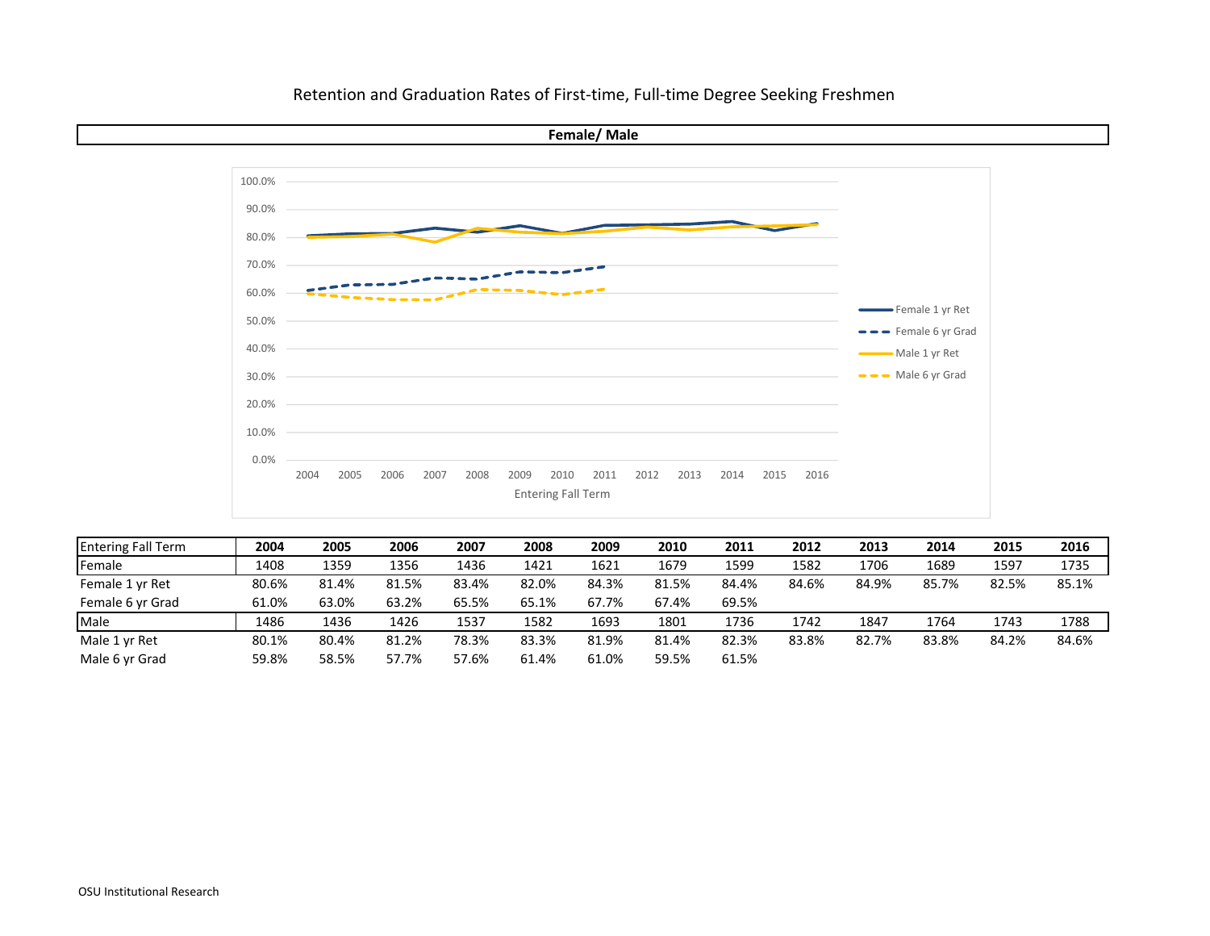Retention and Graduation Rates of First-time, Full-time Degree Seeking Freshmen

**Female/ Male**

| Entering Fall Term | 2004 | 2005 | 2006 | 2007 | 2008 | 2009 | 2010 | 2011 | 2012 | 2013 | 2014 | 2015 | 2016 |
|---|---|---|---|---|---|---|---|---|---|---|---|---|---|
| Female | 1408 | 1359 | 1356 | 1436 | 1421 | 1621 | 1679 | 1599 | 1582 | 1706 | 1689 | 1597 | 1735 |
| Female 1 yr Ret | 80.6% | 81.4% | 81.5% | 83.4% | 82.0% | 84.3% | 81.5% | 84.4% | 84.6% | 84.9% | 85.7% | 82.5% | 85.1% |
| Female 6 yr Grad | 61.0% | 63.0% | 63.2% | 65.5% | 65.1% | 67.7% | 67.4% | 69.5% | | | | | |
| Male | 1486 | 1436 | 1426 | 1537 | 1582 | 1693 | 1801 | 1736 | 1742 | 1847 | 1764 | 1743 | 1788 |
| Male 1 yr Ret | 80.1% | 80.4% | 81.2% | 78.3% | 83.3% | 81.9% | 81.4% | 82.3% | 83.8% | 82.7% | 83.8% | 84.2% | 84.6% |
| Male 6 yr Grad | 59.8% | 58.5% | 57.7% | 57.6% | 61.4% | 61.0% | 59.5% | 61.5% | | | | | |

OSU Institutional Research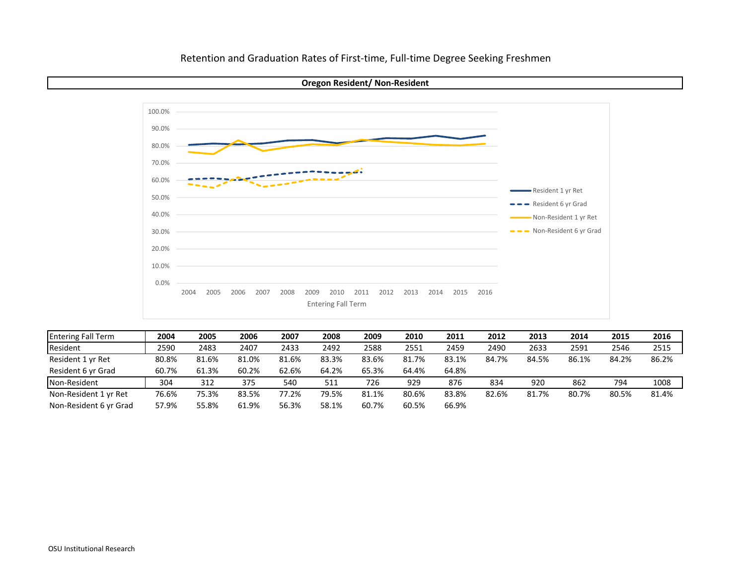Retention and Graduation Rates of First-time, Full-time Degree Seeking Freshmen

**Oregon Resident/ Non-Resident**

| Entering Fall Term | 2004 | 2005 | 2006 | 2007 | 2008 | 2009 | 2010 | 2011 | 2012 | 2013 | 2014 | 2015 | 2016 |
|---|---|---|---|---|---|---|---|---|---|---|---|---|---|
| Resident | 2590 | 2483 | 2407 | 2433 | 2492 | 2588 | 2551 | 2459 | 2490 | 2633 | 2591 | 2546 | 2515 |
| Resident 1 yr Ret | 80.8% | 81.6% | 81.0% | 81.6% | 83.3% | 83.6% | 81.7% | 83.1% | 84.7% | 84.5% | 86.1% | 84.2% | 86.2% |
| Resident 6 yr Grad | 60.7% | 61.3% | 60.2% | 62.6% | 64.2% | 65.3% | 64.4% | 64.8% | | | | | |
| Non-Resident | 304 | 312 | 375 | 540 | 511 | 726 | 929 | 876 | 834 | 920 | 862 | 794 | 1008 |
| Non-Resident 1 yr Ret | 76.6% | 75.3% | 83.5% | 77.2% | 79.5% | 81.1% | 80.6% | 83.8% | 82.6% | 81.7% | 80.7% | 80.5% | 81.4% |
| Non-Resident 6 yr Grad | 57.9% | 55.8% | 61.9% | 56.3% | 58.1% | 60.7% | 60.5% | 66.9% | | | | | |

OSU Institutional Research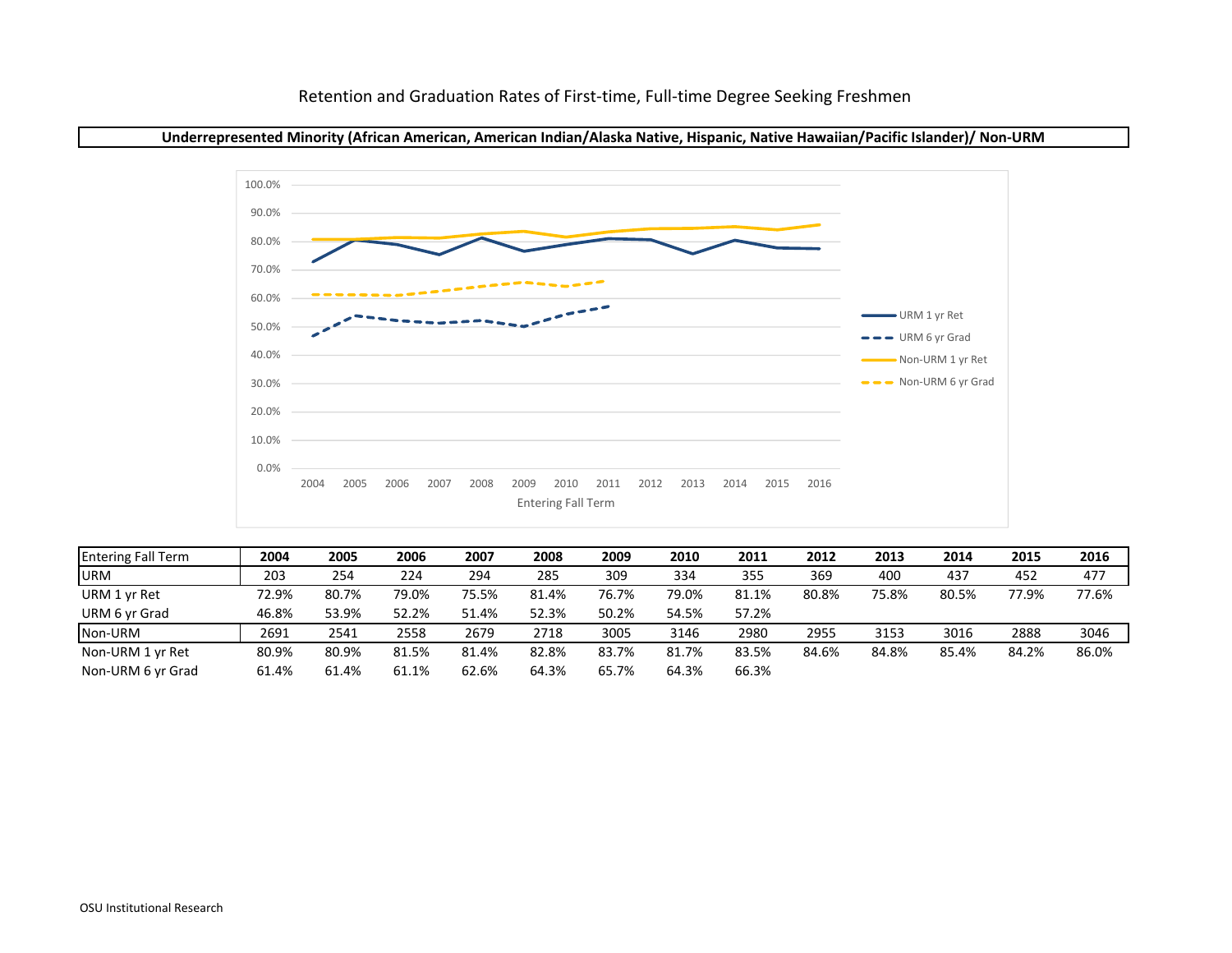# Retention and Graduation Rates of First-time, Full-time Degree Seeking Freshmen

**Underrepresented Minority (African American, American Indian/Alaska Native, Hispanic, Native Hawaiian/Pacific Islander)/ Non-URM**

| Entering Fall Term | 2004 | 2005 | 2006 | 2007 | 2008 | 2009 | 2010 | 2011 | 2012 | 2013 | 2014 | 2015 | 2016 |
|---|---|---|---|---|---|---|---|---|---|---|---|---|---|
| URM | 203 | 254 | 224 | 294 | 285 | 309 | 334 | 355 | 369 | 400 | 437 | 452 | 477 |
| URM 1 yr Ret | 72.9% | 80.7% | 79.0% | 75.5% | 81.4% | 76.7% | 79.0% | 81.1% | 80.8% | 75.8% | 80.5% | 77.9% | 77.6% |
| URM 6 yr Grad | 46.8% | 53.9% | 52.2% | 51.4% | 52.3% | 50.2% | 54.5% | 57.2% | | | | | |
| Non-URM | 2691 | 2541 | 2558 | 2679 | 2718 | 3005 | 3146 | 2980 | 2955 | 3153 | 3016 | 2888 | 3046 |
| Non-URM 1 yr Ret | 80.9% | 80.9% | 81.5% | 81.4% | 82.8% | 83.7% | 81.7% | 83.5% | 84.6% | 84.8% | 85.4% | 84.2% | 86.0% |
| Non-URM 6 yr Grad | 61.4% | 61.4% | 61.1% | 62.6% | 64.3% | 65.7% | 64.3% | 66.3% | | | | | |

OSU Institutional Research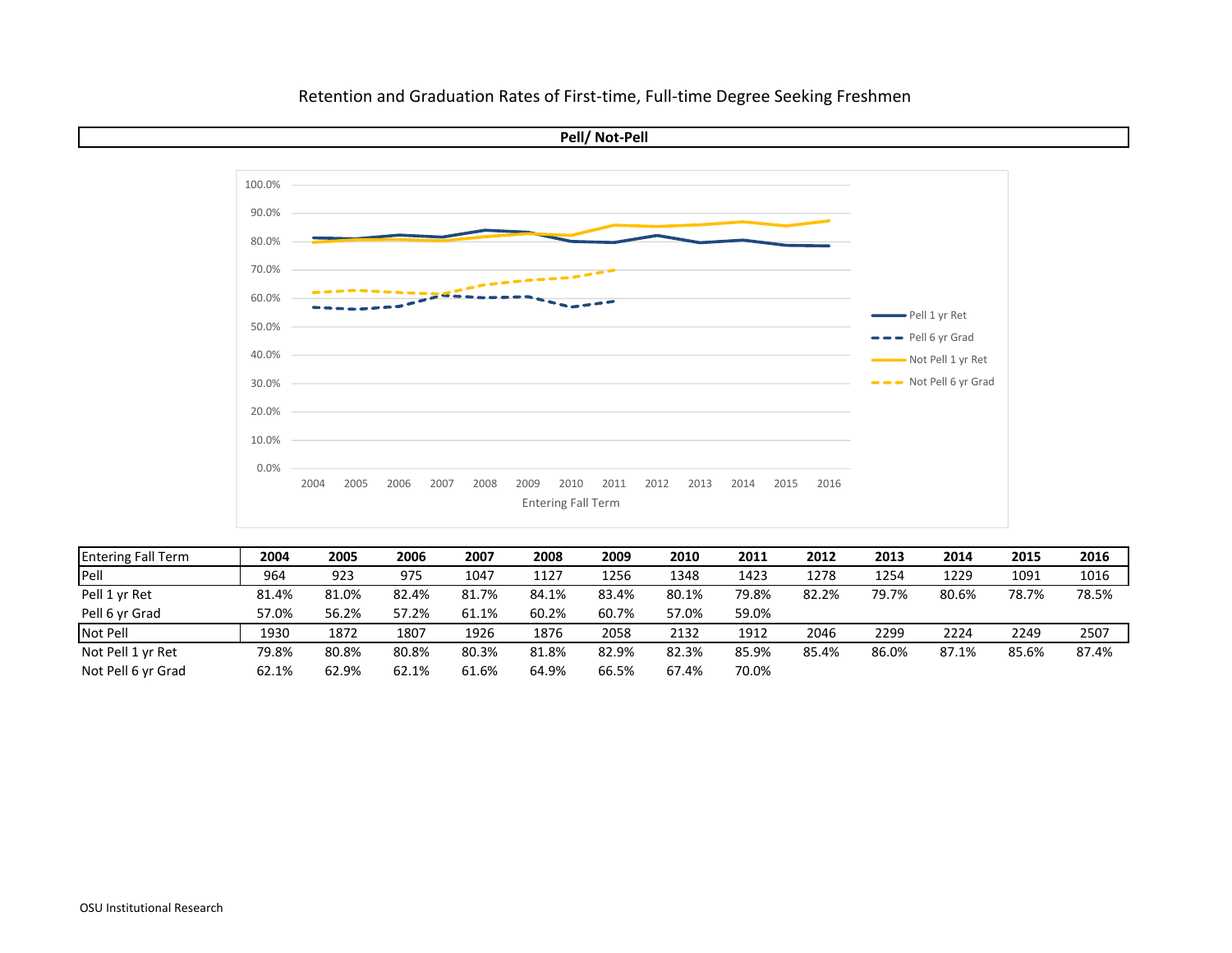# Retention and Graduation Rates of First-time, Full-time Degree Seeking Freshmen

## Pell/ Not-Pell

| Entering Fall Term | 2004 | 2005 | 2006 | 2007 | 2008 | 2009 | 2010 | 2011 | 2012 | 2013 | 2014 | 2015 | 2016 |
|---|---|---|---|---|---|---|---|---|---|---|---|---|---|
| Pell | 964 | 923 | 975 | 1047 | 1127 | 1256 | 1348 | 1423 | 1278 | 1254 | 1229 | 1091 | 1016 |
| Pell 1 yr Ret | 81.4% | 81.0% | 82.4% | 81.7% | 84.1% | 83.4% | 80.1% | 79.8% | 82.2% | 79.7% | 80.6% | 78.7% | 78.5% |
| Pell 6 yr Grad | 57.0% | 56.2% | 57.2% | 61.1% | 60.2% | 60.7% | 57.0% | 59.0% | | | | | |
| Not Pell | 1930 | 1872 | 1807 | 1926 | 1876 | 2058 | 2132 | 1912 | 2046 | 2299 | 2224 | 2249 | 2507 |
| Not Pell 1 yr Ret | 79.8% | 80.8% | 80.8% | 80.3% | 81.8% | 82.9% | 82.3% | 85.9% | 85.4% | 86.0% | 87.1% | 85.6% | 87.4% |
| Not Pell 6 yr Grad | 62.1% | 62.9% | 62.1% | 61.6% | 64.9% | 66.5% | 67.4% | 70.0% | | | | | |

OSU Institutional Research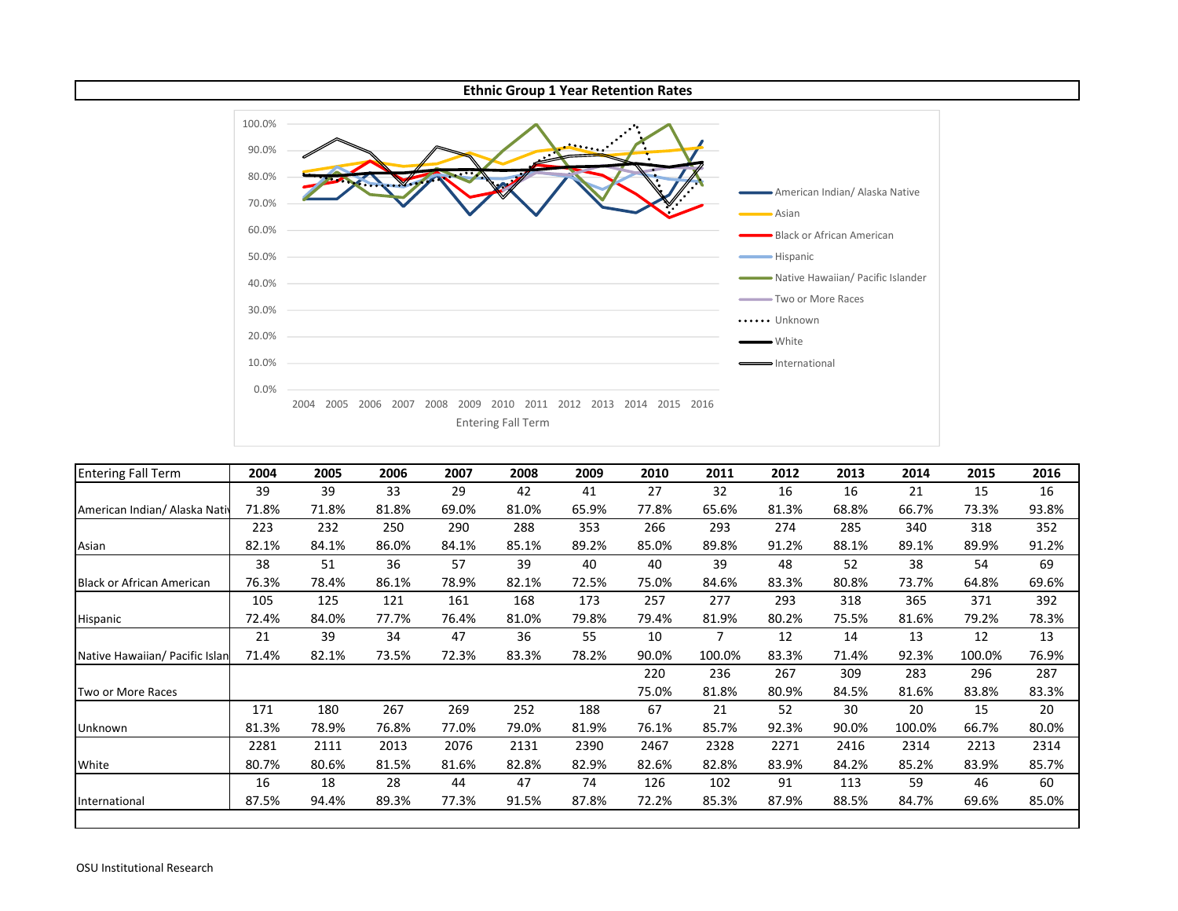## Ethnic Group 1 Year Retention Rates

| Entering Fall Term | 2004 | 2005 | 2006 | 2007 | 2008 | 2009 | 2010 | 2011 | 2012 | 2013 | 2014 | 2015 | 2016 |
|---|---|---|---|---|---|---|---|---|---|---|---|---|---|
| | 39 | 39 | 33 | 29 | 42 | 41 | 27 | 32 | 16 | 16 | 21 | 15 | 16 |
| American Indian/ Alaska Nati | 71.8% | 71.8% | 81.8% | 69.0% | 81.0% | 65.9% | 77.8% | 65.6% | 81.3% | 68.8% | 66.7% | 73.3% | 93.8% |
| | 223 | 232 | 250 | 290 | 288 | 353 | 266 | 293 | 274 | 285 | 340 | 318 | 352 |
| Asian | 82.1% | 84.1% | 86.0% | 84.1% | 85.1% | 89.2% | 85.0% | 89.8% | 91.2% | 88.1% | 89.1% | 89.9% | 91.2% |
| | 38 | 51 | 36 | 57 | 39 | 40 | 40 | 39 | 48 | 52 | 38 | 54 | 69 |
| Black or African American | 76.3% | 78.4% | 86.1% | 78.9% | 82.1% | 72.5% | 75.0% | 84.6% | 83.3% | 80.8% | 73.7% | 64.8% | 69.6% |
| | 105 | 125 | 121 | 161 | 168 | 173 | 257 | 277 | 293 | 318 | 365 | 371 | 392 |
| Hispanic | 72.4% | 84.0% | 77.7% | 76.4% | 81.0% | 79.8% | 79.4% | 81.9% | 80.2% | 75.5% | 81.6% | 79.2% | 78.3% |
| | 21 | 39 | 34 | 47 | 36 | 55 | 10 | 7 | 12 | 14 | 13 | 12 | 13 |
| Native Hawaiian/ Pacific Islan | 71.4% | 82.1% | 73.5% | 72.3% | 83.3% | 78.2% | 90.0% | 100.0% | 83.3% | 71.4% | 92.3% | 100.0% | 76.9% |
| | | | | | | | 220 | 236 | 267 | 309 | 283 | 296 | 287 |
| Two or More Races | | | | | | | 75.0% | 81.8% | 80.9% | 84.5% | 81.6% | 83.8% | 83.3% |
| | 171 | 180 | 267 | 269 | 252 | 188 | 67 | 21 | 52 | 30 | 20 | 15 | 20 |
| Unknown | 81.3% | 78.9% | 76.8% | 77.0% | 79.0% | 81.9% | 76.1% | 85.7% | 92.3% | 90.0% | 100.0% | 66.7% | 80.0% |
| | 2281 | 2111 | 2013 | 2076 | 2131 | 2390 | 2467 | 2328 | 2271 | 2416 | 2314 | 2213 | 2314 |
| White | 80.7% | 80.6% | 81.5% | 81.6% | 82.8% | 82.9% | 82.6% | 82.8% | 83.9% | 84.2% | 85.2% | 83.9% | 85.7% |
| | 16 | 18 | 28 | 44 | 47 | 74 | 126 | 102 | 91 | 113 | 59 | 46 | 60 |
| International | 87.5% | 94.4% | 89.3% | 77.3% | 91.5% | 87.8% | 72.2% | 85.3% | 87.9% | 88.5% | 84.7% | 69.6% | 85.0% |

OSU Institutional Research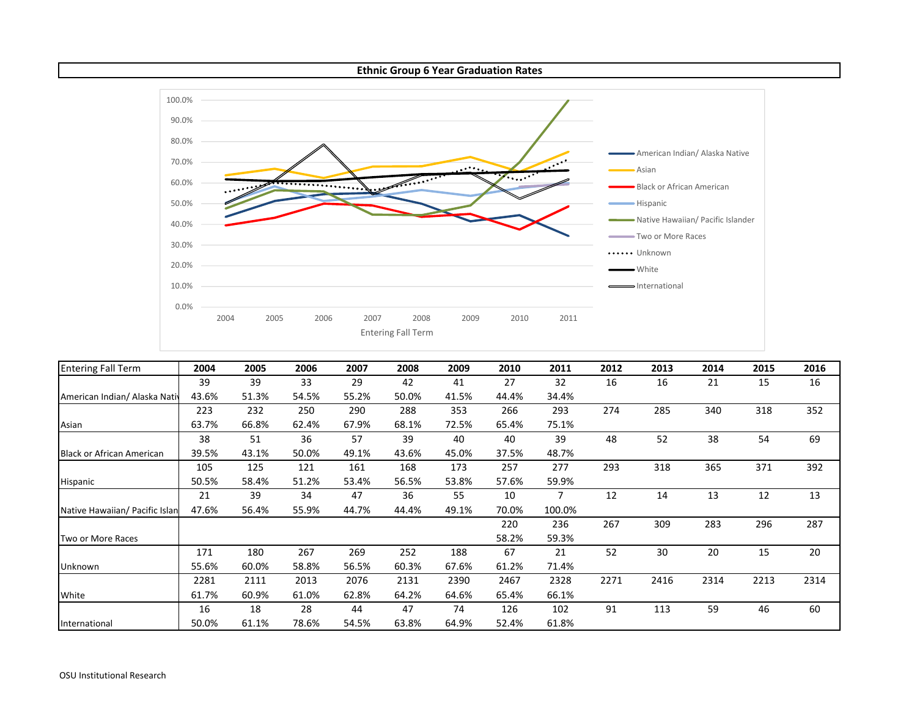**Ethnic Group 6 Year Graduation Rates**

| Entering Fall Term | 2004 | 2005 | 2006 | 2007 | 2008 | 2009 | 2010 | 2011 | 2012 | 2013 | 2014 | 2015 | 2016 |
|---|---|---|---|---|---|---|---|---|---|---|---|---|---|
| American Indian/ Alaska Nativ | 39 | 39 | 33 | 29 | 42 | 41 | 27 | 32 | 16 | 16 | 21 | 15 | 16 |
| | 43.6% | 51.3% | 54.5% | 55.2% | 50.0% | 41.5% | 44.4% | 34.4% | | | | | |
| Asian | 223 | 232 | 250 | 290 | 288 | 353 | 266 | 293 | 274 | 285 | 340 | 318 | 352 |
| | 63.7% | 66.8% | 62.4% | 67.9% | 68.1% | 72.5% | 65.4% | 75.1% | | | | | |
| Black or African American | 38 | 51 | 36 | 57 | 39 | 40 | 40 | 39 | 48 | 52 | 38 | 54 | 69 |
| | 39.5% | 43.1% | 50.0% | 49.1% | 43.6% | 45.0% | 37.5% | 48.7% | | | | | |
| Hispanic | 105 | 125 | 121 | 161 | 168 | 173 | 257 | 277 | 293 | 318 | 365 | 371 | 392 |
| | 50.5% | 58.4% | 51.2% | 53.4% | 56.5% | 53.8% | 57.6% | 59.9% | | | | | |
| Native Hawaiian/ Pacific Islan | 21 | 39 | 34 | 47 | 36 | 55 | 10 | 7 | 12 | 14 | 13 | 12 | 13 |
| | 47.6% | 56.4% | 55.9% | 44.7% | 44.4% | 49.1% | 70.0% | 100.0% | | | | | |
| Two or More Races | | | | | | | 220 | 236 | 267 | 309 | 283 | 296 | 287 |
| | | | | | | | 58.2% | 59.3% | | | | | |
| Unknown | 171 | 180 | 267 | 269 | 252 | 188 | 67 | 21 | 52 | 30 | 20 | 15 | 20 |
| | 55.6% | 60.0% | 58.8% | 56.5% | 60.3% | 67.6% | 61.2% | 71.4% | | | | | |
| White | 2281 | 2111 | 2013 | 2076 | 2131 | 2390 | 2467 | 2328 | 2271 | 2416 | 2314 | 2213 | 2314 |
| | 61.7% | 60.9% | 61.0% | 62.8% | 64.2% | 64.6% | 65.4% | 66.1% | | | | | |
| International | 16 | 18 | 28 | 44 | 47 | 74 | 126 | 102 | 91 | 113 | 59 | 46 | 60 |
| | 50.0% | 61.1% | 78.6% | 54.5% | 63.8% | 64.9% | 52.4% | 61.8% | | | | | |

OSU Institutional Research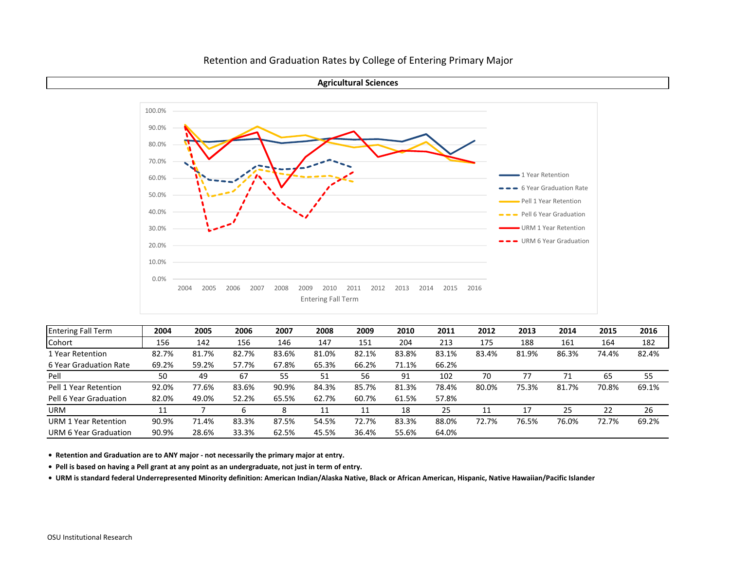# Retention and Graduation Rates by College of Entering Primary Major

## Agricultural Sciences

| Entering Fall Term | 2004 | 2005 | 2006 | 2007 | 2008 | 2009 | 2010 | 2011 | 2012 | 2013 | 2014 | 2015 | 2016 |
|---|---|---|---|---|---|---|---|---|---|---|---|---|---|
| Cohort | 156 | 142 | 156 | 146 | 147 | 151 | 204 | 213 | 175 | 188 | 161 | 164 | 182 |
| 1 Year Retention | 82.7% | 81.7% | 82.7% | 83.6% | 81.0% | 82.1% | 83.8% | 83.1% | 83.4% | 81.9% | 86.3% | 74.4% | 82.4% |
| 6 Year Graduation Rate | 69.2% | 59.2% | 57.7% | 67.8% | 65.3% | 66.2% | 71.1% | 66.2% | | | | | |
| Pell | 50 | 49 | 67 | 55 | 51 | 56 | 91 | 102 | 70 | 77 | 71 | 65 | 55 |
| Pell 1 Year Retention | 92.0% | 77.6% | 83.6% | 90.9% | 84.3% | 85.7% | 81.3% | 78.4% | 80.0% | 75.3% | 81.7% | 70.8% | 69.1% |
| Pell 6 Year Graduation | 82.0% | 49.0% | 52.2% | 65.5% | 62.7% | 60.7% | 61.5% | 57.8% | | | | | |
| URM | 11 | 7 | 6 | 8 | 11 | 11 | 18 | 25 | 11 | 17 | 25 | 22 | 26 |
| URM 1 Year Retention | 90.9% | 71.4% | 83.3% | 87.5% | 54.5% | 72.7% | 83.3% | 88.0% | 72.7% | 76.5% | 76.0% | 72.7% | 69.2% |
| URM 6 Year Graduation | 90.9% | 28.6% | 33.3% | 62.5% | 45.5% | 36.4% | 55.6% | 64.0% | | | | | |

- **Retention and Graduation are to ANY major - not necessarily the primary major at entry.**
- **Pell is based on having a Pell grant at any point as an undergraduate, not just in term of entry.**
- **URM is standard federal Underrepresented Minority definition: American Indian/Alaska Native, Black or African American, Hispanic, Native Hawaiian/Pacific Islander**

OSU Institutional Research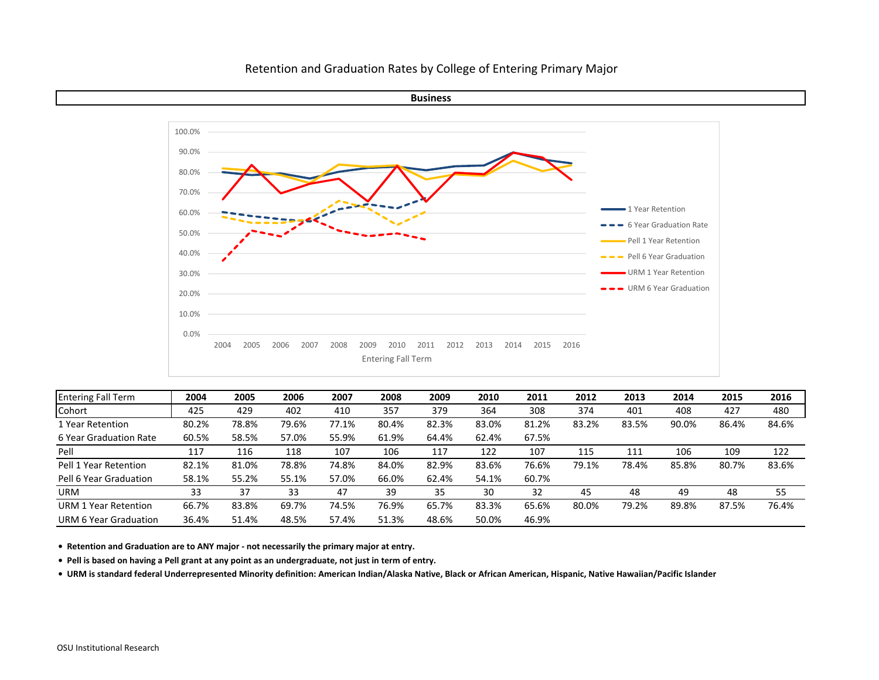# Retention and Graduation Rates by College of Entering Primary Major

## Business

| Entering Fall Term | 2004 | 2005 | 2006 | 2007 | 2008 | 2009 | 2010 | 2011 | 2012 | 2013 | 2014 | 2015 | 2016 |
|---|---|---|---|---|---|---|---|---|---|---|---|---|---|
| Cohort | 425 | 429 | 402 | 410 | 357 | 379 | 364 | 308 | 374 | 401 | 408 | 427 | 480 |
| 1 Year Retention | 80.2% | 78.8% | 79.6% | 77.1% | 80.4% | 82.3% | 83.0% | 81.2% | 83.2% | 83.5% | 90.0% | 86.4% | 84.6% |
| 6 Year Graduation Rate | 60.5% | 58.5% | 57.0% | 55.9% | 61.9% | 64.4% | 62.4% | 67.5% | | | | | |
| Pell | 117 | 116 | 118 | 107 | 106 | 117 | 122 | 107 | 115 | 111 | 106 | 109 | 122 |
| Pell 1 Year Retention | 82.1% | 81.0% | 78.8% | 74.8% | 84.0% | 82.9% | 83.6% | 76.6% | 79.1% | 78.4% | 85.8% | 80.7% | 83.6% |
| Pell 6 Year Graduation | 58.1% | 55.2% | 55.1% | 57.0% | 66.0% | 62.4% | 54.1% | 60.7% | | | | | |
| URM | 33 | 37 | 33 | 47 | 39 | 35 | 30 | 32 | 45 | 48 | 49 | 48 | 55 |
| URM 1 Year Retention | 66.7% | 83.8% | 69.7% | 74.5% | 76.9% | 65.7% | 83.3% | 65.6% | 80.0% | 79.2% | 89.8% | 87.5% | 76.4% |
| URM 6 Year Graduation | 36.4% | 51.4% | 48.5% | 57.4% | 51.3% | 48.6% | 50.0% | 46.9% | | | | | |

- **Retention and Graduation are to ANY major - not necessarily the primary major at entry.**
- **Pell is based on having a Pell grant at any point as an undergraduate, not just in term of entry.**
- **URM is standard federal Underrepresented Minority definition: American Indian/Alaska Native, Black or African American, Hispanic, Native Hawaiian/Pacific Islander**

OSU Institutional Research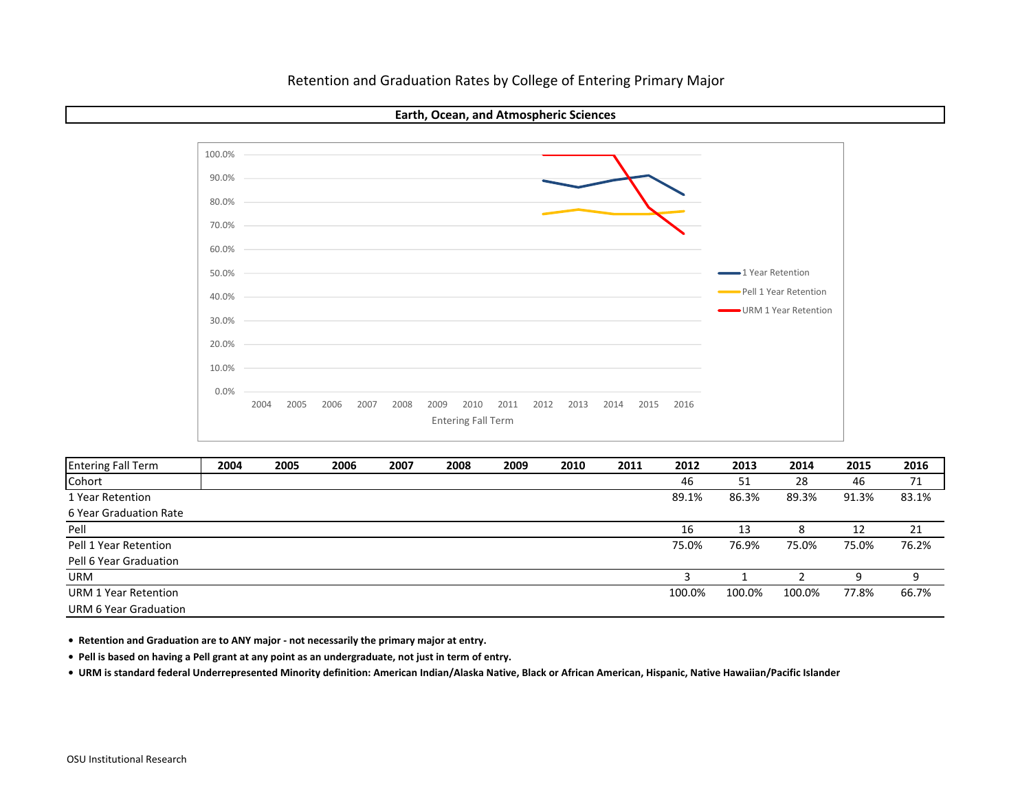# Retention and Graduation Rates by College of Entering Primary Major

## Earth, Ocean, and Atmospheric Sciences

| Entering Fall Term | 2004 | 2005 | 2006 | 2007 | 2008 | 2009 | 2010 | 2011 | 2012 | 2013 | 2014 | 2015 | 2016 |
|---|---|---|---|---|---|---|---|---|---|---|---|---|---|
| Cohort | | | | | | | | | 46 | 51 | 28 | 46 | 71 |
| 1 Year Retention | | | | | | | | | 89.1% | 86.3% | 89.3% | 91.3% | 83.1% |
| 6 Year Graduation Rate | | | | | | | | | | | | | |
| Pell | | | | | | | | | 16 | 13 | 8 | 12 | 21 |
| Pell 1 Year Retention | | | | | | | | | 75.0% | 76.9% | 75.0% | 75.0% | 76.2% |
| Pell 6 Year Graduation | | | | | | | | | | | | | |
| URM | | | | | | | | | 3 | 1 | 2 | 9 | 9 |
| URM 1 Year Retention | | | | | | | | | 100.0% | 100.0% | 100.0% | 77.8% | 66.7% |
| URM 6 Year Graduation | | | | | | | | | | | | | |

- **Retention and Graduation are to ANY major - not necessarily the primary major at entry.**
- **Pell is based on having a Pell grant at any point as an undergraduate, not just in term of entry.**
- **URM is standard federal Underrepresented Minority definition: American Indian/Alaska Native, Black or African American, Hispanic, Native Hawaiian/Pacific Islander**

OSU Institutional Research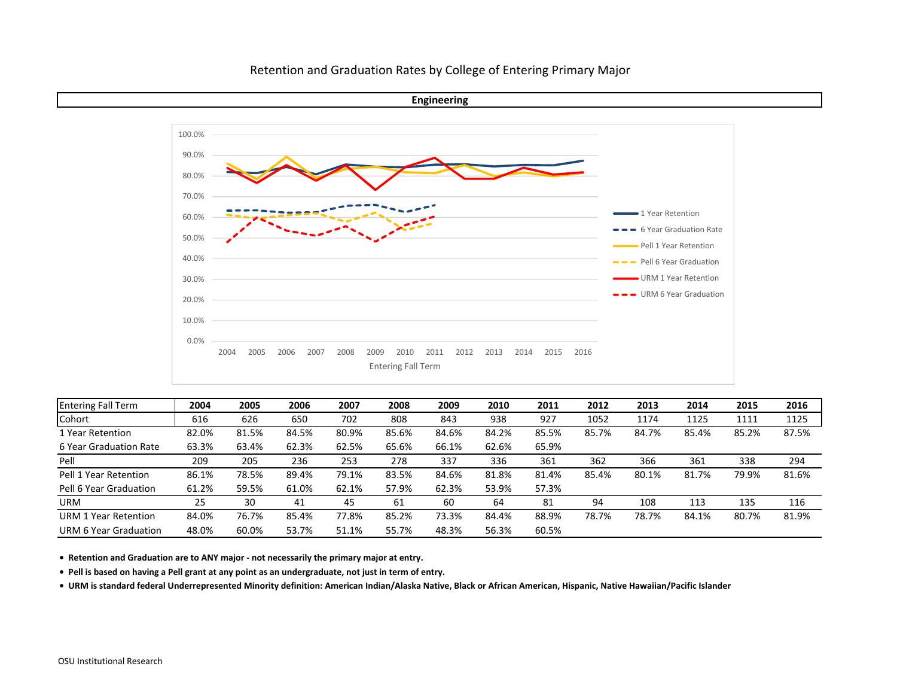# Retention and Graduation Rates by College of Entering Primary Major

## Engineering

| Entering Fall Term | 2004 | 2005 | 2006 | 2007 | 2008 | 2009 | 2010 | 2011 | 2012 | 2013 | 2014 | 2015 | 2016 |
|---|---|---|---|---|---|---|---|---|---|---|---|---|---|
| Cohort | 616 | 626 | 650 | 702 | 808 | 843 | 938 | 927 | 1052 | 1174 | 1125 | 1111 | 1125 |
| 1 Year Retention | 82.0% | 81.5% | 84.5% | 80.9% | 85.6% | 84.6% | 84.2% | 85.5% | 85.7% | 84.7% | 85.4% | 85.2% | 87.5% |
| 6 Year Graduation Rate | 63.3% | 63.4% | 62.3% | 62.5% | 65.6% | 66.1% | 62.6% | 65.9% | | | | | |
| Pell | 209 | 205 | 236 | 253 | 278 | 337 | 336 | 361 | 362 | 366 | 361 | 338 | 294 |
| Pell 1 Year Retention | 86.1% | 78.5% | 89.4% | 79.1% | 83.5% | 84.6% | 81.8% | 81.4% | 85.4% | 80.1% | 81.7% | 79.9% | 81.6% |
| Pell 6 Year Graduation | 61.2% | 59.5% | 61.0% | 62.1% | 57.9% | 62.3% | 53.9% | 57.3% | | | | | |
| URM | 25 | 30 | 41 | 45 | 61 | 60 | 64 | 81 | 94 | 108 | 113 | 135 | 116 |
| URM 1 Year Retention | 84.0% | 76.7% | 85.4% | 77.8% | 85.2% | 73.3% | 84.4% | 88.9% | 78.7% | 78.7% | 84.1% | 80.7% | 81.9% |
| URM 6 Year Graduation | 48.0% | 60.0% | 53.7% | 51.1% | 55.7% | 48.3% | 56.3% | 60.5% | | | | | |

- **Retention and Graduation are to ANY major - not necessarily the primary major at entry.**
- **Pell is based on having a Pell grant at any point as an undergraduate, not just in term of entry.**
- **URM is standard federal Underrepresented Minority definition: American Indian/Alaska Native, Black or African American, Hispanic, Native Hawaiian/Pacific Islander**

OSU Institutional Research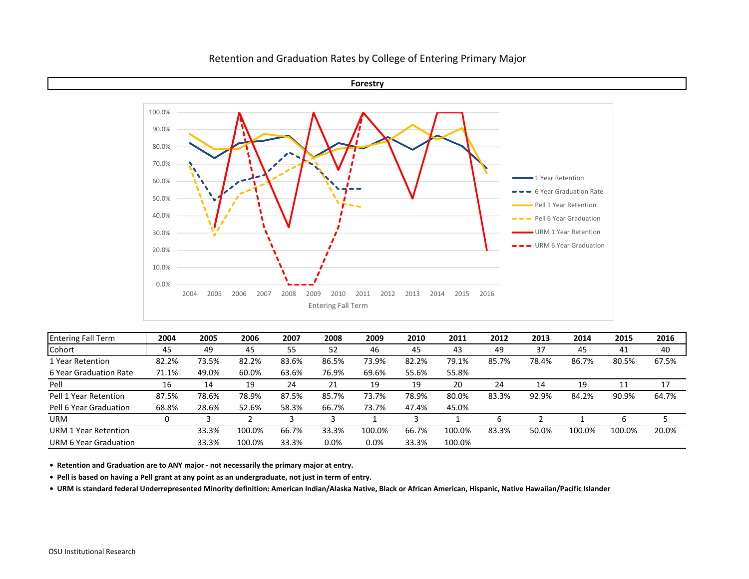# Retention and Graduation Rates by College of Entering Primary Major

## Forestry

| Entering Fall Term | 2004 | 2005 | 2006 | 2007 | 2008 | 2009 | 2010 | 2011 | 2012 | 2013 | 2014 | 2015 | 2016 |
|---|---|---|---|---|---|---|---|---|---|---|---|---|---|
| Cohort | 45 | 49 | 45 | 55 | 52 | 46 | 45 | 43 | 49 | 37 | 45 | 41 | 40 |
| 1 Year Retention | 82.2% | 73.5% | 82.2% | 83.6% | 86.5% | 73.9% | 82.2% | 79.1% | 85.7% | 78.4% | 86.7% | 80.5% | 67.5% |
| 6 Year Graduation Rate | 71.1% | 49.0% | 60.0% | 63.6% | 76.9% | 69.6% | 55.6% | 55.8% | | | | | |
| Pell | 16 | 14 | 19 | 24 | 21 | 19 | 19 | 20 | 24 | 14 | 19 | 11 | 17 |
| Pell 1 Year Retention | 87.5% | 78.6% | 78.9% | 87.5% | 85.7% | 73.7% | 78.9% | 80.0% | 83.3% | 92.9% | 84.2% | 90.9% | 64.7% |
| Pell 6 Year Graduation | 68.8% | 28.6% | 52.6% | 58.3% | 66.7% | 73.7% | 47.4% | 45.0% | | | | | |
| URM | 0 | 3 | 2 | 3 | 3 | 1 | 3 | 1 | 6 | 2 | 1 | 6 | 5 |
| URM 1 Year Retention | | 33.3% | 100.0% | 66.7% | 33.3% | 100.0% | 66.7% | 100.0% | 83.3% | 50.0% | 100.0% | 100.0% | 20.0% |
| URM 6 Year Graduation | | 33.3% | 100.0% | 33.3% | 0.0% | 0.0% | 33.3% | 100.0% | | | | | |

- **Retention and Graduation are to ANY major - not necessarily the primary major at entry.**
- **Pell is based on having a Pell grant at any point as an undergraduate, not just in term of entry.**
- **URM is standard federal Underrepresented Minority definition: American Indian/Alaska Native, Black or African American, Hispanic, Native Hawaiian/Pacific Islander**

OSU Institutional Research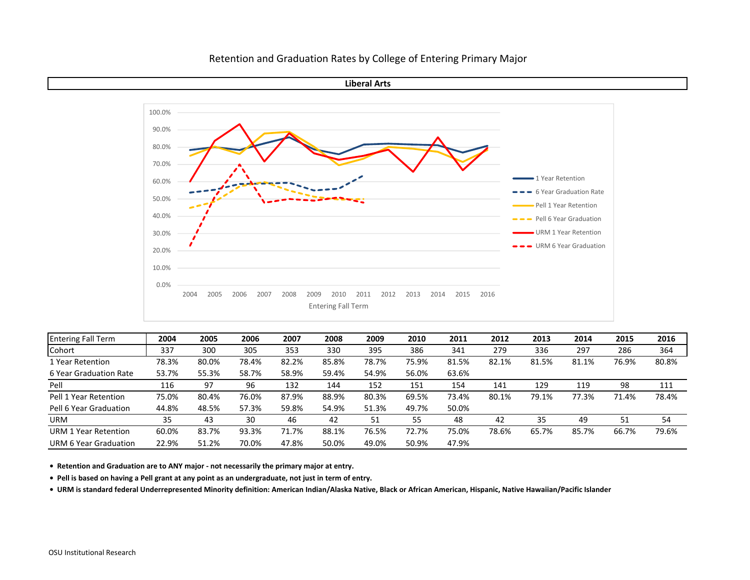# Retention and Graduation Rates by College of Entering Primary Major

## Liberal Arts

| Entering Fall Term | 2004 | 2005 | 2006 | 2007 | 2008 | 2009 | 2010 | 2011 | 2012 | 2013 | 2014 | 2015 | 2016 |
|---|---|---|---|---|---|---|---|---|---|---|---|---|---|
| Cohort | 337 | 300 | 305 | 353 | 330 | 395 | 386 | 341 | 279 | 336 | 297 | 286 | 364 |
| 1 Year Retention | 78.3% | 80.0% | 78.4% | 82.2% | 85.8% | 78.7% | 75.9% | 81.5% | 82.1% | 81.5% | 81.1% | 76.9% | 80.8% |
| 6 Year Graduation Rate | 53.7% | 55.3% | 58.7% | 58.9% | 59.4% | 54.9% | 56.0% | 63.6% | | | | | |
| Pell | 116 | 97 | 96 | 132 | 144 | 152 | 151 | 154 | 141 | 129 | 119 | 98 | 111 |
| Pell 1 Year Retention | 75.0% | 80.4% | 76.0% | 87.9% | 88.9% | 80.3% | 69.5% | 73.4% | 80.1% | 79.1% | 77.3% | 71.4% | 78.4% |
| Pell 6 Year Graduation | 44.8% | 48.5% | 57.3% | 59.8% | 54.9% | 51.3% | 49.7% | 50.0% | | | | | |
| URM | 35 | 43 | 30 | 46 | 42 | 51 | 55 | 48 | 42 | 35 | 49 | 51 | 54 |
| URM 1 Year Retention | 60.0% | 83.7% | 93.3% | 71.7% | 88.1% | 76.5% | 72.7% | 75.0% | 78.6% | 65.7% | 85.7% | 66.7% | 79.6% |
| URM 6 Year Graduation | 22.9% | 51.2% | 70.0% | 47.8% | 50.0% | 49.0% | 50.9% | 47.9% | | | | | |

- **Retention and Graduation are to ANY major - not necessarily the primary major at entry.**
- **Pell is based on having a Pell grant at any point as an undergraduate, not just in term of entry.**
- **URM is standard federal Underrepresented Minority definition: American Indian/Alaska Native, Black or African American, Hispanic, Native Hawaiian/Pacific Islander**

OSU Institutional Research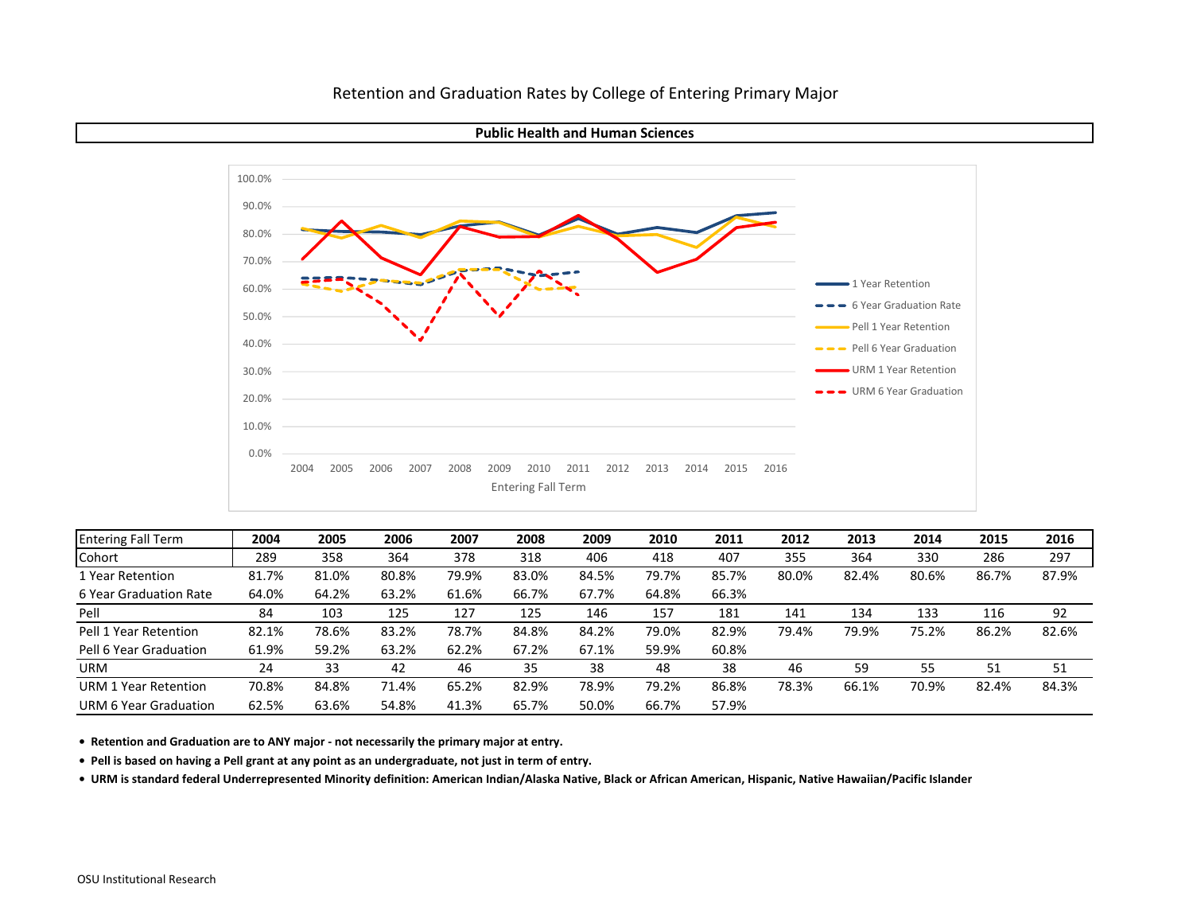# Retention and Graduation Rates by College of Entering Primary Major

## Public Health and Human Sciences

| Entering Fall Term | 2004 | 2005 | 2006 | 2007 | 2008 | 2009 | 2010 | 2011 | 2012 | 2013 | 2014 | 2015 | 2016 |
|---|---|---|---|---|---|---|---|---|---|---|---|---|---|
| Cohort | 289 | 358 | 364 | 378 | 318 | 406 | 418 | 407 | 355 | 364 | 330 | 286 | 297 |
| 1 Year Retention | 81.7% | 81.0% | 80.8% | 79.9% | 83.0% | 84.5% | 79.7% | 85.7% | 80.0% | 82.4% | 80.6% | 86.7% | 87.9% |
| 6 Year Graduation Rate | 64.0% | 64.2% | 63.2% | 61.6% | 66.7% | 67.7% | 64.8% | 66.3% | | | | | |
| Pell | 84 | 103 | 125 | 127 | 125 | 146 | 157 | 181 | 141 | 134 | 133 | 116 | 92 |
| Pell 1 Year Retention | 82.1% | 78.6% | 83.2% | 78.7% | 84.8% | 84.2% | 79.0% | 82.9% | 79.4% | 79.9% | 75.2% | 86.2% | 82.6% |
| Pell 6 Year Graduation | 61.9% | 59.2% | 63.2% | 62.2% | 67.2% | 67.1% | 59.9% | 60.8% | | | | | |
| URM | 24 | 33 | 42 | 46 | 35 | 38 | 48 | 38 | 46 | 59 | 55 | 51 | 51 |
| URM 1 Year Retention | 70.8% | 84.8% | 71.4% | 65.2% | 82.9% | 78.9% | 79.2% | 86.8% | 78.3% | 66.1% | 70.9% | 82.4% | 84.3% |
| URM 6 Year Graduation | 62.5% | 63.6% | 54.8% | 41.3% | 65.7% | 50.0% | 66.7% | 57.9% | | | | | |

- **Retention and Graduation are to ANY major - not necessarily the primary major at entry.**
- **Pell is based on having a Pell grant at any point as an undergraduate, not just in term of entry.**
- **URM is standard federal Underrepresented Minority definition: American Indian/Alaska Native, Black or African American, Hispanic, Native Hawaiian/Pacific Islander**

OSU Institutional Research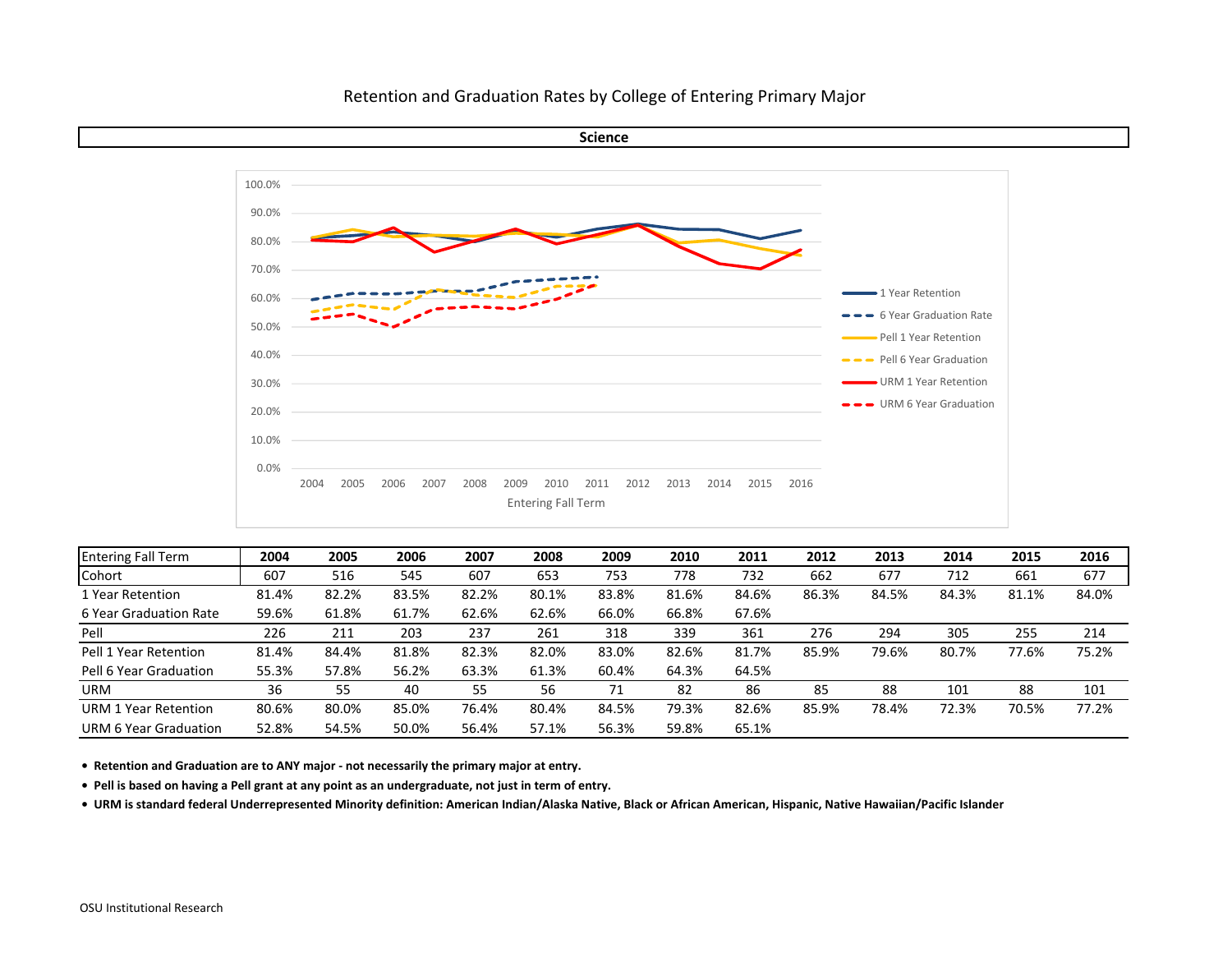# Retention and Graduation Rates by College of Entering Primary Major

## Science

| Entering Fall Term | 2004 | 2005 | 2006 | 2007 | 2008 | 2009 | 2010 | 2011 | 2012 | 2013 | 2014 | 2015 | 2016 |
|---|---|---|---|---|---|---|---|---|---|---|---|---|---|
| Cohort | 607 | 516 | 545 | 607 | 653 | 753 | 778 | 732 | 662 | 677 | 712 | 661 | 677 |
| 1 Year Retention | 81.4% | 82.2% | 83.5% | 82.2% | 80.1% | 83.8% | 81.6% | 84.6% | 86.3% | 84.5% | 84.3% | 81.1% | 84.0% |
| 6 Year Graduation Rate | 59.6% | 61.8% | 61.7% | 62.6% | 62.6% | 66.0% | 66.8% | 67.6% | | | | | |
| Pell | 226 | 211 | 203 | 237 | 261 | 318 | 339 | 361 | 276 | 294 | 305 | 255 | 214 |
| Pell 1 Year Retention | 81.4% | 84.4% | 81.8% | 82.3% | 82.0% | 83.0% | 82.6% | 81.7% | 85.9% | 79.6% | 80.7% | 77.6% | 75.2% |
| Pell 6 Year Graduation | 55.3% | 57.8% | 56.2% | 63.3% | 61.3% | 60.4% | 64.3% | 64.5% | | | | | |
| URM | 36 | 55 | 40 | 55 | 56 | 71 | 82 | 86 | 85 | 88 | 101 | 88 | 101 |
| URM 1 Year Retention | 80.6% | 80.0% | 85.0% | 76.4% | 80.4% | 84.5% | 79.3% | 82.6% | 85.9% | 78.4% | 72.3% | 70.5% | 77.2% |
| URM 6 Year Graduation | 52.8% | 54.5% | 50.0% | 56.4% | 57.1% | 56.3% | 59.8% | 65.1% | | | | | |

- **Retention and Graduation are to ANY major - not necessarily the primary major at entry.**
- **Pell is based on having a Pell grant at any point as an undergraduate, not just in term of entry.**
- **URM is standard federal Underrepresented Minority definition: American Indian/Alaska Native, Black or African American, Hispanic, Native Hawaiian/Pacific Islander**

OSU Institutional Research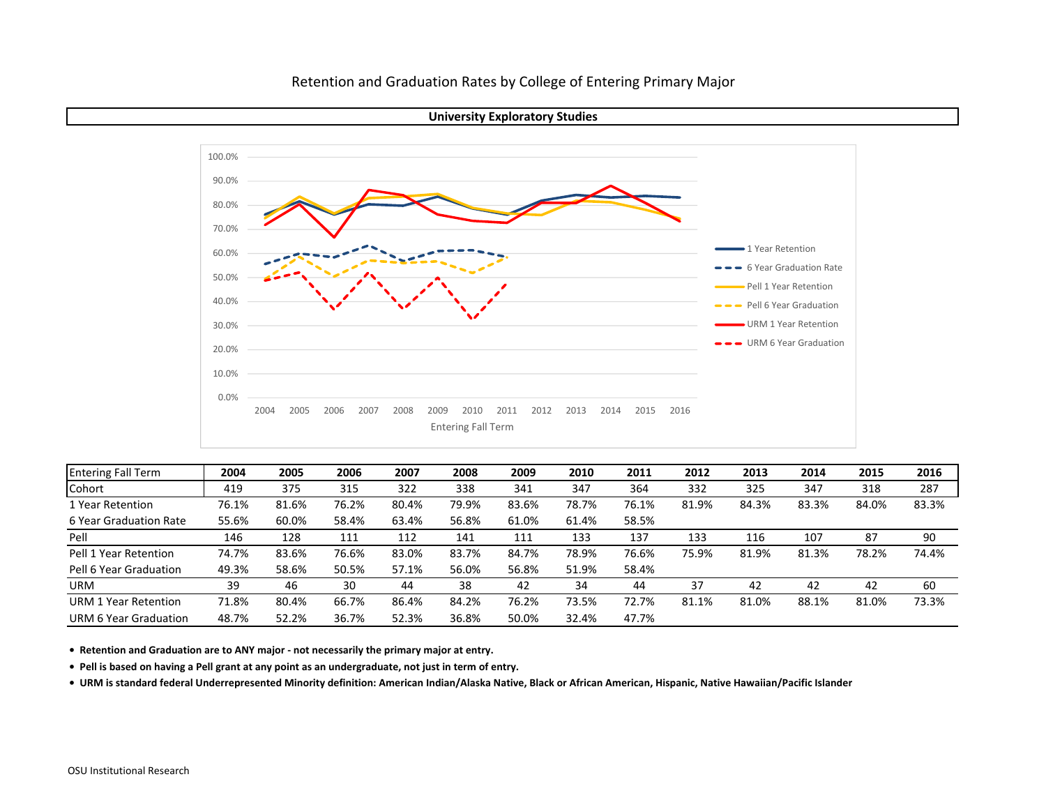# Retention and Graduation Rates by College of Entering Primary Major

## University Exploratory Studies

| Entering Fall Term | 2004 | 2005 | 2006 | 2007 | 2008 | 2009 | 2010 | 2011 | 2012 | 2013 | 2014 | 2015 | 2016 |
|---|---|---|---|---|---|---|---|---|---|---|---|---|---|
| Cohort | 419 | 375 | 315 | 322 | 338 | 341 | 347 | 364 | 332 | 325 | 347 | 318 | 287 |
| 1 Year Retention | 76.1% | 81.6% | 76.2% | 80.4% | 79.9% | 83.6% | 78.7% | 76.1% | 81.9% | 84.3% | 83.3% | 84.0% | 83.3% |
| 6 Year Graduation Rate | 55.6% | 60.0% | 58.4% | 63.4% | 56.8% | 61.0% | 61.4% | 58.5% | | | | | |
| Pell | 146 | 128 | 111 | 112 | 141 | 111 | 133 | 137 | 133 | 116 | 107 | 87 | 90 |
| Pell 1 Year Retention | 74.7% | 83.6% | 76.6% | 83.0% | 83.7% | 84.7% | 78.9% | 76.6% | 75.9% | 81.9% | 81.3% | 78.2% | 74.4% |
| Pell 6 Year Graduation | 49.3% | 58.6% | 50.5% | 57.1% | 56.0% | 56.8% | 51.9% | 58.4% | | | | | |
| URM | 39 | 46 | 30 | 44 | 38 | 42 | 34 | 44 | 37 | 42 | 42 | 42 | 60 |
| URM 1 Year Retention | 71.8% | 80.4% | 66.7% | 86.4% | 84.2% | 76.2% | 73.5% | 72.7% | 81.1% | 81.0% | 88.1% | 81.0% | 73.3% |
| URM 6 Year Graduation | 48.7% | 52.2% | 36.7% | 52.3% | 36.8% | 50.0% | 32.4% | 47.7% | | | | | |

- **Retention and Graduation are to ANY major - not necessarily the primary major at entry.**
- **Pell is based on having a Pell grant at any point as an undergraduate, not just in term of entry.**
- **URM is standard federal Underrepresented Minority definition: American Indian/Alaska Native, Black or African American, Hispanic, Native Hawaiian/Pacific Islander**

OSU Institutional Research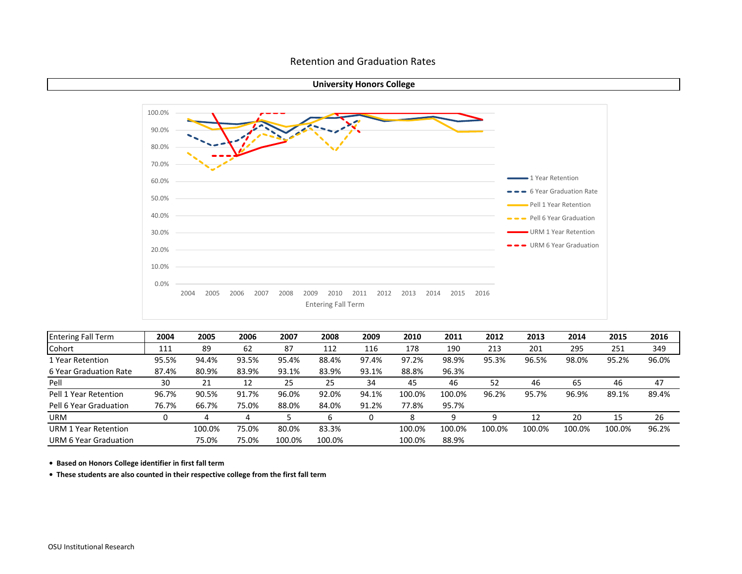# Retention and Graduation Rates

## University Honors College

| Entering Fall Term | 2004 | 2005 | 2006 | 2007 | 2008 | 2009 | 2010 | 2011 | 2012 | 2013 | 2014 | 2015 | 2016 |
|---|---|---|---|---|---|---|---|---|---|---|---|---|---|
| Cohort | 111 | 89 | 62 | 87 | 112 | 116 | 178 | 190 | 213 | 201 | 295 | 251 | 349 |
| 1 Year Retention | 95.5% | 94.4% | 93.5% | 95.4% | 88.4% | 97.4% | 97.2% | 98.9% | 95.3% | 96.5% | 98.0% | 95.2% | 96.0% |
| 6 Year Graduation Rate | 87.4% | 80.9% | 83.9% | 93.1% | 83.9% | 93.1% | 88.8% | 96.3% | | | | | |
| Pell | 30 | 21 | 12 | 25 | 25 | 34 | 45 | 46 | 52 | 46 | 65 | 46 | 47 |
| Pell 1 Year Retention | 96.7% | 90.5% | 91.7% | 96.0% | 92.0% | 94.1% | 100.0% | 100.0% | 96.2% | 95.7% | 96.9% | 89.1% | 89.4% |
| Pell 6 Year Graduation | 76.7% | 66.7% | 75.0% | 88.0% | 84.0% | 91.2% | 77.8% | 95.7% | | | | | |
| URM | 0 | 4 | 4 | 5 | 6 | 0 | 8 | 9 | 9 | 12 | 20 | 15 | 26 |
| URM 1 Year Retention | | 100.0% | 75.0% | 80.0% | 83.3% | | 100.0% | 100.0% | 100.0% | 100.0% | 100.0% | 100.0% | 96.2% |
| URM 6 Year Graduation | | 75.0% | 75.0% | 100.0% | 100.0% | | 100.0% | 88.9% | | | | | |

- **Based on Honors College identifier in first fall term**
- **These students are also counted in their respective college from the first fall term**

OSU Institutional Research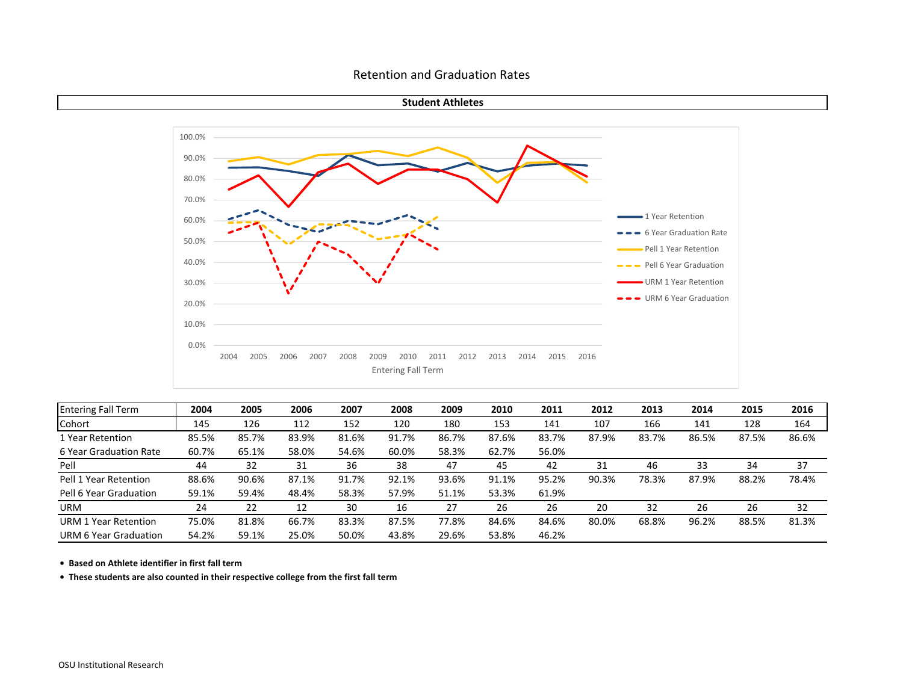# Retention and Graduation Rates

## Student Athletes

| Entering Fall Term | 2004 | 2005 | 2006 | 2007 | 2008 | 2009 | 2010 | 2011 | 2012 | 2013 | 2014 | 2015 | 2016 |
|---|---|---|---|---|---|---|---|---|---|---|---|---|---|
| Cohort | 145 | 126 | 112 | 152 | 120 | 180 | 153 | 141 | 107 | 166 | 141 | 128 | 164 |
| 1 Year Retention | 85.5% | 85.7% | 83.9% | 81.6% | 91.7% | 86.7% | 87.6% | 83.7% | 87.9% | 83.7% | 86.5% | 87.5% | 86.6% |
| 6 Year Graduation Rate | 60.7% | 65.1% | 58.0% | 54.6% | 60.0% | 58.3% | 62.7% | 56.0% | | | | | |
| Pell | 44 | 32 | 31 | 36 | 38 | 47 | 45 | 42 | 31 | 46 | 33 | 34 | 37 |
| Pell 1 Year Retention | 88.6% | 90.6% | 87.1% | 91.7% | 92.1% | 93.6% | 91.1% | 95.2% | 90.3% | 78.3% | 87.9% | 88.2% | 78.4% |
| Pell 6 Year Graduation | 59.1% | 59.4% | 48.4% | 58.3% | 57.9% | 51.1% | 53.3% | 61.9% | | | | | |
| URM | 24 | 22 | 12 | 30 | 16 | 27 | 26 | 26 | 20 | 32 | 26 | 26 | 32 |
| URM 1 Year Retention | 75.0% | 81.8% | 66.7% | 83.3% | 87.5% | 77.8% | 84.6% | 84.6% | 80.0% | 68.8% | 96.2% | 88.5% | 81.3% |
| URM 6 Year Graduation | 54.2% | 59.1% | 25.0% | 50.0% | 43.8% | 29.6% | 53.8% | 46.2% | | | | | |

- **Based on Athlete identifier in first fall term**
- **These students are also counted in their respective college from the first fall term**

OSU Institutional Research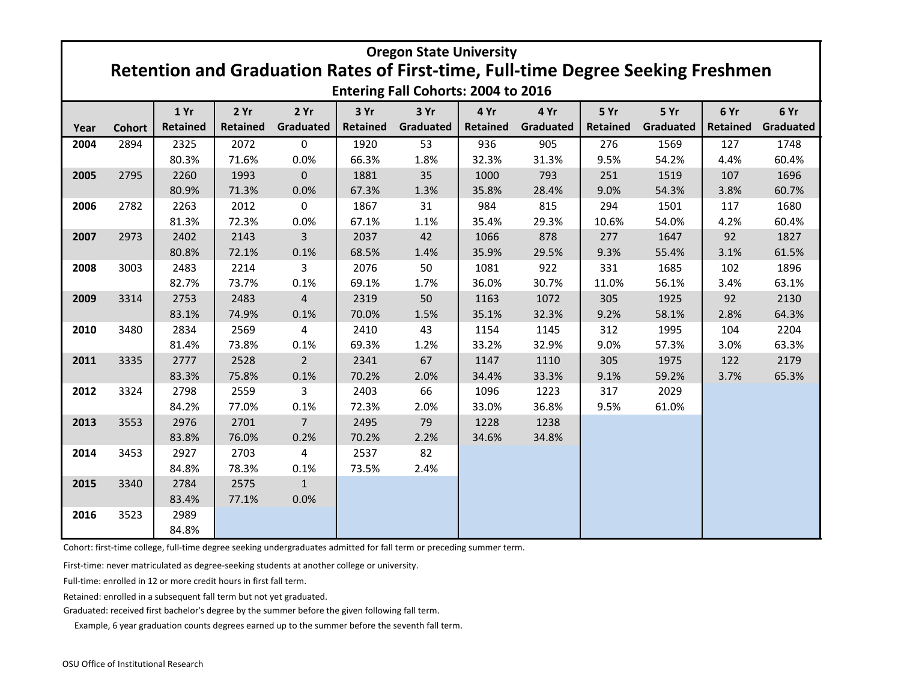# Oregon State University

## Retention and Graduation Rates of First-time, Full-time Degree Seeking Freshmen

### Entering Fall Cohorts: 2004 to 2016

| Year | Cohort | 1 Yr Retained | 2 Yr Retained | 2 Yr Graduated | 3 Yr Retained | 3 Yr Graduated | 4 Yr Retained | 4 Yr Graduated | 5 Yr Retained | 5 Yr Graduated | 6 Yr Retained | 6 Yr Graduated |
|---|---|---|---|---|---|---|---|---|---|---|---|---|
| **2004** | 2894 | 2325 | 2072 | 0 | 1920 | 53 | 936 | 905 | 276 | 1569 | 127 | 1748 |
| | | 80.3% | 71.6% | 0.0% | 66.3% | 1.8% | 32.3% | 31.3% | 9.5% | 54.2% | 4.4% | 60.4% |
| **2005** | 2795 | 2260 | 1993 | 0 | 1881 | 35 | 1000 | 793 | 251 | 1519 | 107 | 1696 |
| | | 80.9% | 71.3% | 0.0% | 67.3% | 1.3% | 35.8% | 28.4% | 9.0% | 54.3% | 3.8% | 60.7% |
| **2006** | 2782 | 2263 | 2012 | 0 | 1867 | 31 | 984 | 815 | 294 | 1501 | 117 | 1680 |
| | | 81.3% | 72.3% | 0.0% | 67.1% | 1.1% | 35.4% | 29.3% | 10.6% | 54.0% | 4.2% | 60.4% |
| **2007** | 2973 | 2402 | 2143 | 3 | 2037 | 42 | 1066 | 878 | 277 | 1647 | 92 | 1827 |
| | | 80.8% | 72.1% | 0.1% | 68.5% | 1.4% | 35.9% | 29.5% | 9.3% | 55.4% | 3.1% | 61.5% |
| **2008** | 3003 | 2483 | 2214 | 3 | 2076 | 50 | 1081 | 922 | 331 | 1685 | 102 | 1896 |
| | | 82.7% | 73.7% | 0.1% | 69.1% | 1.7% | 36.0% | 30.7% | 11.0% | 56.1% | 3.4% | 63.1% |
| **2009** | 3314 | 2753 | 2483 | 4 | 2319 | 50 | 1163 | 1072 | 305 | 1925 | 92 | 2130 |
| | | 83.1% | 74.9% | 0.1% | 70.0% | 1.5% | 35.1% | 32.3% | 9.2% | 58.1% | 2.8% | 64.3% |
| **2010** | 3480 | 2834 | 2569 | 4 | 2410 | 43 | 1154 | 1145 | 312 | 1995 | 104 | 2204 |
| | | 81.4% | 73.8% | 0.1% | 69.3% | 1.2% | 33.2% | 32.9% | 9.0% | 57.3% | 3.0% | 63.3% |
| **2011** | 3335 | 2777 | 2528 | 2 | 2341 | 67 | 1147 | 1110 | 305 | 1975 | 122 | 2179 |
| | | 83.3% | 75.8% | 0.1% | 70.2% | 2.0% | 34.4% | 33.3% | 9.1% | 59.2% | 3.7% | 65.3% |
| **2012** | 3324 | 2798 | 2559 | 3 | 2403 | 66 | 1096 | 1223 | 317 | 2029 | | |
| | | 84.2% | 77.0% | 0.1% | 72.3% | 2.0% | 33.0% | 36.8% | 9.5% | 61.0% | | |
| **2013** | 3553 | 2976 | 2701 | 7 | 2495 | 79 | 1228 | 1238 | | | | |
| | | 83.8% | 76.0% | 0.2% | 70.2% | 2.2% | 34.6% | 34.8% | | | | |
| **2014** | 3453 | 2927 | 2703 | 4 | 2537 | 82 | | | | | | |
| | | 84.8% | 78.3% | 0.1% | 73.5% | 2.4% | | | | | | |
| **2015** | 3340 | 2784 | 2575 | 1 | | | | | | | | |
| | | 83.4% | 77.1% | 0.0% | | | | | | | | |
| **2016** | 3523 | 2989 | | | | | | | | | | |
| | | 84.8% | | | | | | | | | | |

Cohort: first-time college, full-time degree seeking undergraduates admitted for fall term or preceding summer term.

First-time: never matriculated as degree-seeking students at another college or university.

Full-time: enrolled in 12 or more credit hours in first fall term.

Retained: enrolled in a subsequent fall term but not yet graduated.

Graduated: received first bachelor's degree by the summer before the given following fall term.

Example, 6 year graduation counts degrees earned up to the summer before the seventh fall term.

OSU Office of Institutional Research